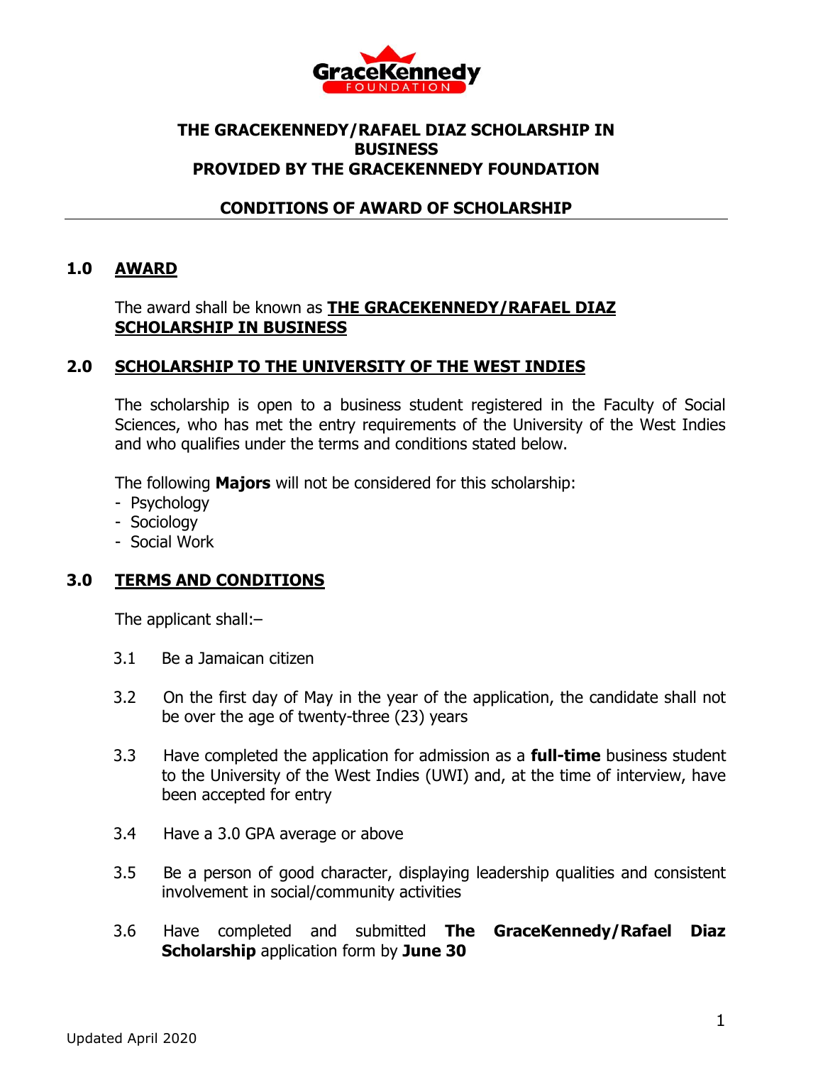# THE GRACEKENNEDY/RAFAEL DIAZ SCHOLARSHIP IN BUSINESS
# PROVIDED BY THE GRACEKENNEDY FOUNDATION

## CONDITIONS OF AWARD OF SCHOLARSHIP

---

### 1.0 AWARD

The award shall be known as **THE GRACEKENNEDY/RAFAEL DIAZ SCHOLARSHIP IN BUSINESS**

### 2.0 SCHOLARSHIP TO THE UNIVERSITY OF THE WEST INDIES

The scholarship is open to a business student registered in the Faculty of Social Sciences, who has met the entry requirements of the University of the West Indies and who qualifies under the terms and conditions stated below.

The following **Majors** will not be considered for this scholarship:

- Psychology
- Sociology
- Social Work

### 3.0 TERMS AND CONDITIONS

The applicant shall:–

3.1 Be a Jamaican citizen

3.2 On the first day of May in the year of the application, the candidate shall not be over the age of twenty-three (23) years

3.3 Have completed the application for admission as a **full-time** business student to the University of the West Indies (UWI) and, at the time of interview, have been accepted for entry

3.4 Have a 3.0 GPA average or above

3.5 Be a person of good character, displaying leadership qualities and consistent involvement in social/community activities

3.6 Have completed and submitted **The GraceKennedy/Rafael Diaz Scholarship** application form by **June 30**

Updated April 2020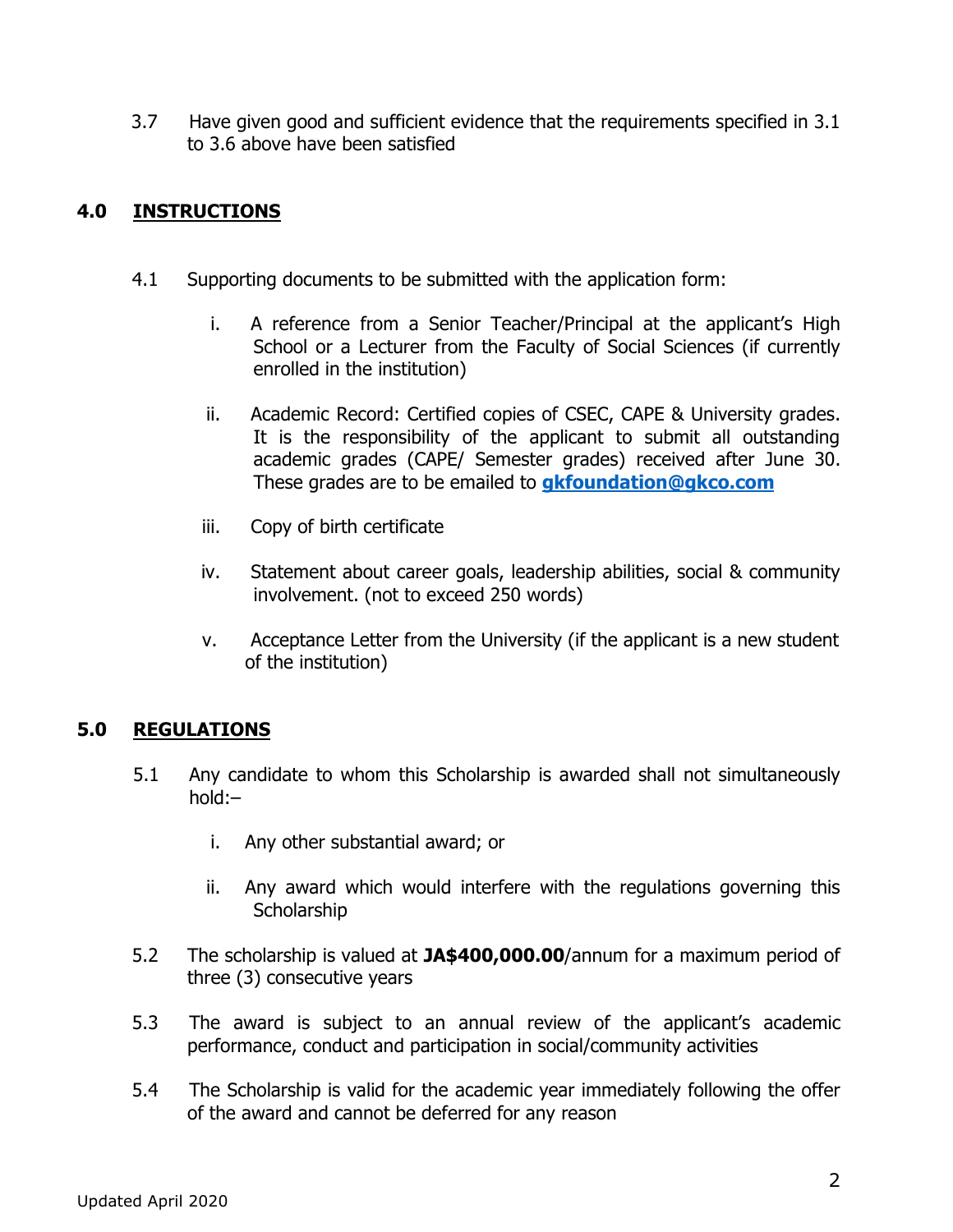3.7 Have given good and sufficient evidence that the requirements specified in 3.1 to 3.6 above have been satisfied

## 4.0 INSTRUCTIONS

4.1 Supporting documents to be submitted with the application form:

i. A reference from a Senior Teacher/Principal at the applicant's High School or a Lecturer from the Faculty of Social Sciences (if currently enrolled in the institution)

ii. Academic Record: Certified copies of CSEC, CAPE & University grades. It is the responsibility of the applicant to submit all outstanding academic grades (CAPE/ Semester grades) received after June 30. These grades are to be emailed to **gkfoundation@gkco.com**

iii. Copy of birth certificate

iv. Statement about career goals, leadership abilities, social & community involvement. (not to exceed 250 words)

v. Acceptance Letter from the University (if the applicant is a new student of the institution)

## 5.0 REGULATIONS

5.1 Any candidate to whom this Scholarship is awarded shall not simultaneously hold:–

i. Any other substantial award; or

ii. Any award which would interfere with the regulations governing this Scholarship

5.2 The scholarship is valued at **JA$400,000.00**/annum for a maximum period of three (3) consecutive years

5.3 The award is subject to an annual review of the applicant's academic performance, conduct and participation in social/community activities

5.4 The Scholarship is valid for the academic year immediately following the offer of the award and cannot be deferred for any reason

Updated April 2020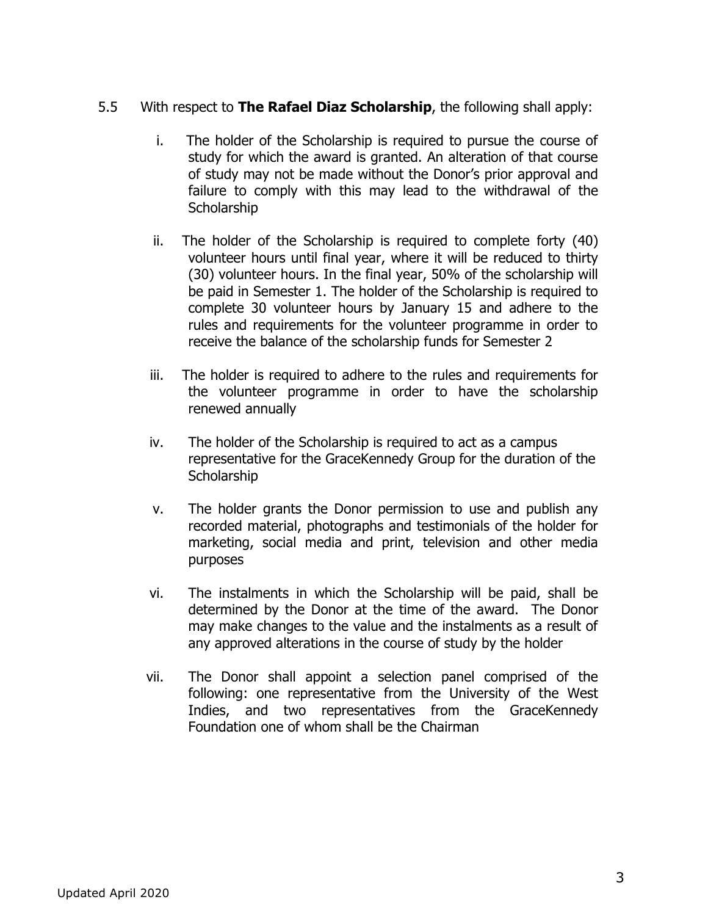5.5 With respect to **The Rafael Diaz Scholarship**, the following shall apply:

i. The holder of the Scholarship is required to pursue the course of study for which the award is granted. An alteration of that course of study may not be made without the Donor's prior approval and failure to comply with this may lead to the withdrawal of the Scholarship

ii. The holder of the Scholarship is required to complete forty (40) volunteer hours until final year, where it will be reduced to thirty (30) volunteer hours. In the final year, 50% of the scholarship will be paid in Semester 1. The holder of the Scholarship is required to complete 30 volunteer hours by January 15 and adhere to the rules and requirements for the volunteer programme in order to receive the balance of the scholarship funds for Semester 2

iii. The holder is required to adhere to the rules and requirements for the volunteer programme in order to have the scholarship renewed annually

iv. The holder of the Scholarship is required to act as a campus representative for the GraceKennedy Group for the duration of the Scholarship

v. The holder grants the Donor permission to use and publish any recorded material, photographs and testimonials of the holder for marketing, social media and print, television and other media purposes

vi. The instalments in which the Scholarship will be paid, shall be determined by the Donor at the time of the award. The Donor may make changes to the value and the instalments as a result of any approved alterations in the course of study by the holder

vii. The Donor shall appoint a selection panel comprised of the following: one representative from the University of the West Indies, and two representatives from the GraceKennedy Foundation one of whom shall be the Chairman

Updated April 2020